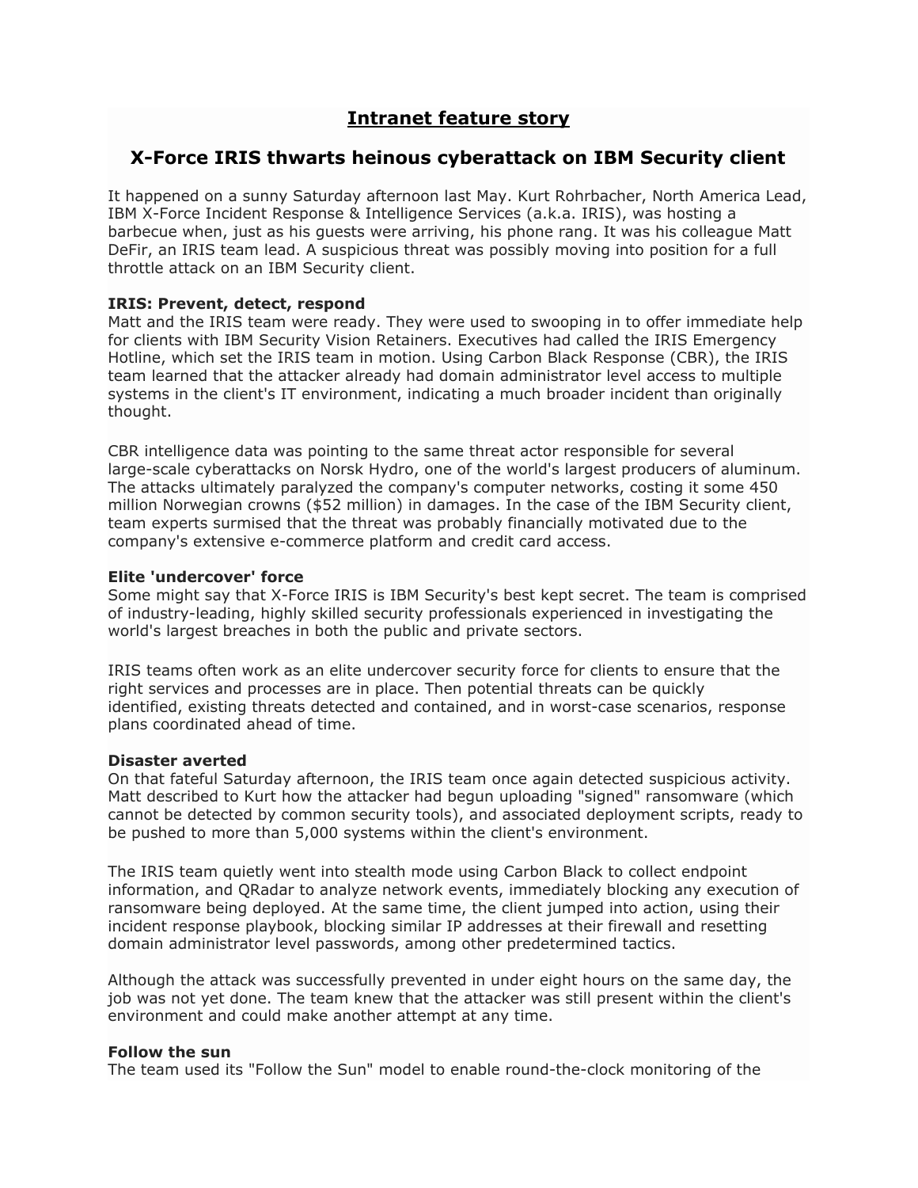# Intranet feature story

## X-Force IRIS thwarts heinous cyberattack on IBM Security client

It happened on a sunny Saturday afternoon last May. Kurt Rohrbacher, North America Lead, IBM X-Force Incident Response & Intelligence Services (a.k.a. IRIS), was hosting a barbecue when, just as his guests were arriving, his phone rang. It was his colleague Matt DeFir, an IRIS team lead. A suspicious threat was possibly moving into position for a full throttle attack on an IBM Security client.

**IRIS: Prevent, detect, respond**

Matt and the IRIS team were ready. They were used to swooping in to offer immediate help for clients with IBM Security Vision Retainers. Executives had called the IRIS Emergency Hotline, which set the IRIS team in motion. Using Carbon Black Response (CBR), the IRIS team learned that the attacker already had domain administrator level access to multiple systems in the client's IT environment, indicating a much broader incident than originally thought.

CBR intelligence data was pointing to the same threat actor responsible for several large-scale cyberattacks on Norsk Hydro, one of the world's largest producers of aluminum. The attacks ultimately paralyzed the company's computer networks, costing it some 450 million Norwegian crowns ($52 million) in damages. In the case of the IBM Security client, team experts surmised that the threat was probably financially motivated due to the company's extensive e-commerce platform and credit card access.

**Elite 'undercover' force**

Some might say that X-Force IRIS is IBM Security's best kept secret. The team is comprised of industry-leading, highly skilled security professionals experienced in investigating the world's largest breaches in both the public and private sectors.

IRIS teams often work as an elite undercover security force for clients to ensure that the right services and processes are in place. Then potential threats can be quickly identified, existing threats detected and contained, and in worst-case scenarios, response plans coordinated ahead of time.

**Disaster averted**

On that fateful Saturday afternoon, the IRIS team once again detected suspicious activity. Matt described to Kurt how the attacker had begun uploading "signed" ransomware (which cannot be detected by common security tools), and associated deployment scripts, ready to be pushed to more than 5,000 systems within the client's environment.

The IRIS team quietly went into stealth mode using Carbon Black to collect endpoint information, and QRadar to analyze network events, immediately blocking any execution of ransomware being deployed. At the same time, the client jumped into action, using their incident response playbook, blocking similar IP addresses at their firewall and resetting domain administrator level passwords, among other predetermined tactics.

Although the attack was successfully prevented in under eight hours on the same day, the job was not yet done. The team knew that the attacker was still present within the client's environment and could make another attempt at any time.

**Follow the sun**

The team used its "Follow the Sun" model to enable round-the-clock monitoring of the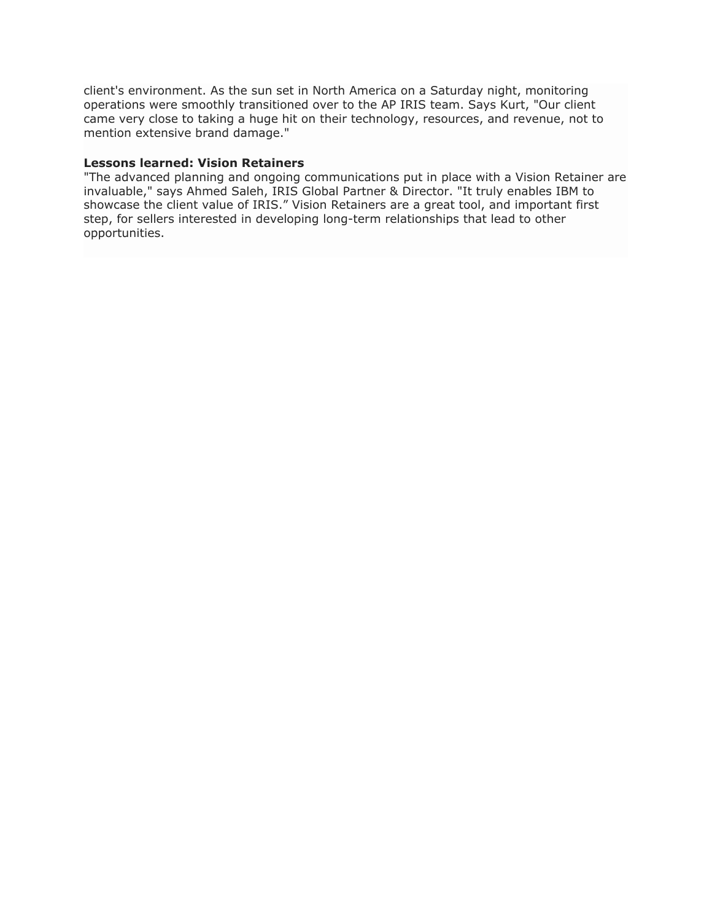client's environment. As the sun set in North America on a Saturday night, monitoring operations were smoothly transitioned over to the AP IRIS team. Says Kurt, "Our client came very close to taking a huge hit on their technology, resources, and revenue, not to mention extensive brand damage."

**Lessons learned: Vision Retainers**

"The advanced planning and ongoing communications put in place with a Vision Retainer are invaluable," says Ahmed Saleh, IRIS Global Partner & Director. "It truly enables IBM to showcase the client value of IRIS." Vision Retainers are a great tool, and important first step, for sellers interested in developing long-term relationships that lead to other opportunities.